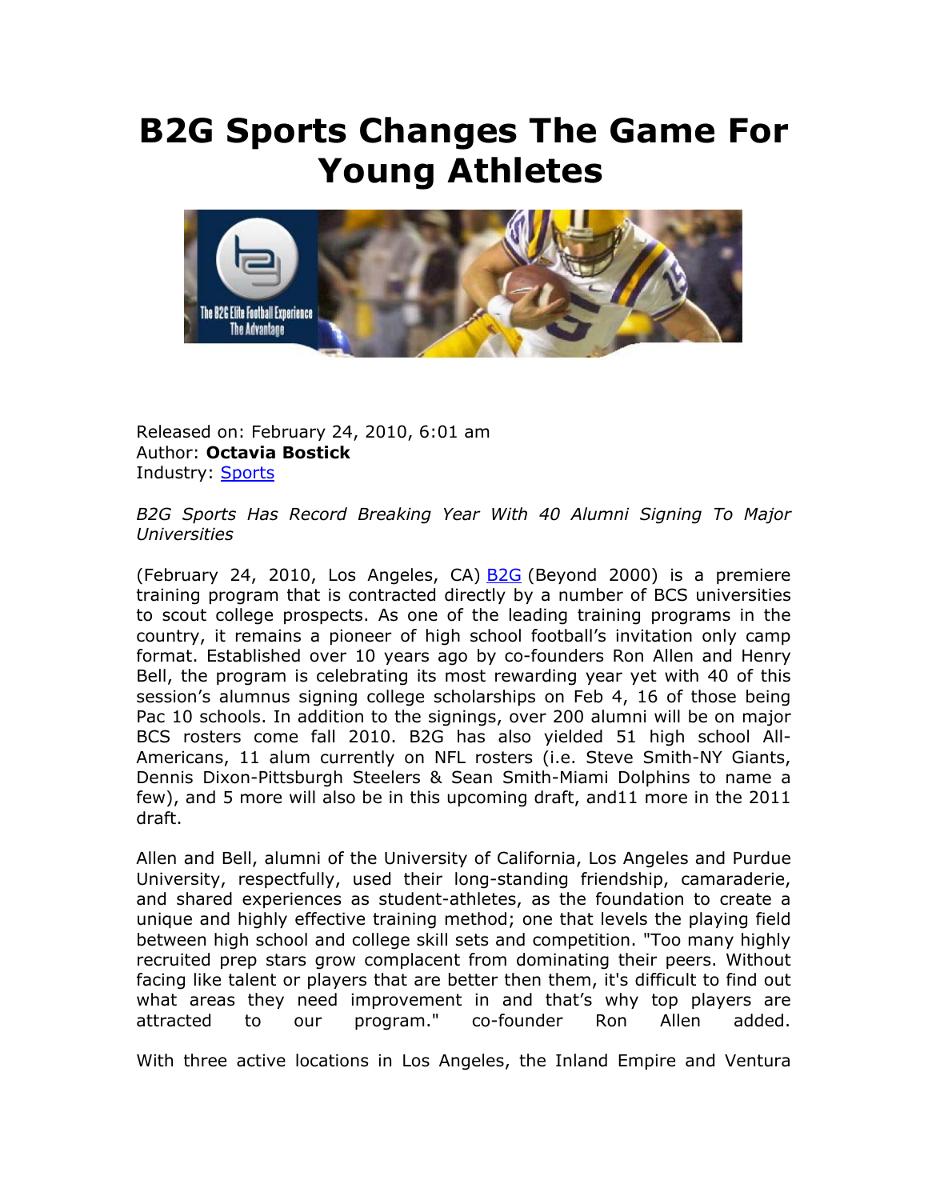# B2G Sports Changes The Game For Young Athletes

Released on: February 24, 2010, 6:01 am
Author: **Octavia Bostick**
Industry: Sports

*B2G Sports Has Record Breaking Year With 40 Alumni Signing To Major Universities*

(February 24, 2010, Los Angeles, CA) B2G (Beyond 2000) is a premiere training program that is contracted directly by a number of BCS universities to scout college prospects. As one of the leading training programs in the country, it remains a pioneer of high school football's invitation only camp format. Established over 10 years ago by co-founders Ron Allen and Henry Bell, the program is celebrating its most rewarding year yet with 40 of this session's alumnus signing college scholarships on Feb 4, 16 of those being Pac 10 schools. In addition to the signings, over 200 alumni will be on major BCS rosters come fall 2010. B2G has also yielded 51 high school All-Americans, 11 alum currently on NFL rosters (i.e. Steve Smith-NY Giants, Dennis Dixon-Pittsburgh Steelers & Sean Smith-Miami Dolphins to name a few), and 5 more will also be in this upcoming draft, and11 more in the 2011 draft.

Allen and Bell, alumni of the University of California, Los Angeles and Purdue University, respectfully, used their long-standing friendship, camaraderie, and shared experiences as student-athletes, as the foundation to create a unique and highly effective training method; one that levels the playing field between high school and college skill sets and competition. "Too many highly recruited prep stars grow complacent from dominating their peers. Without facing like talent or players that are better then them, it's difficult to find out what areas they need improvement in and that's why top players are attracted to our program." co-founder Ron Allen added.

With three active locations in Los Angeles, the Inland Empire and Ventura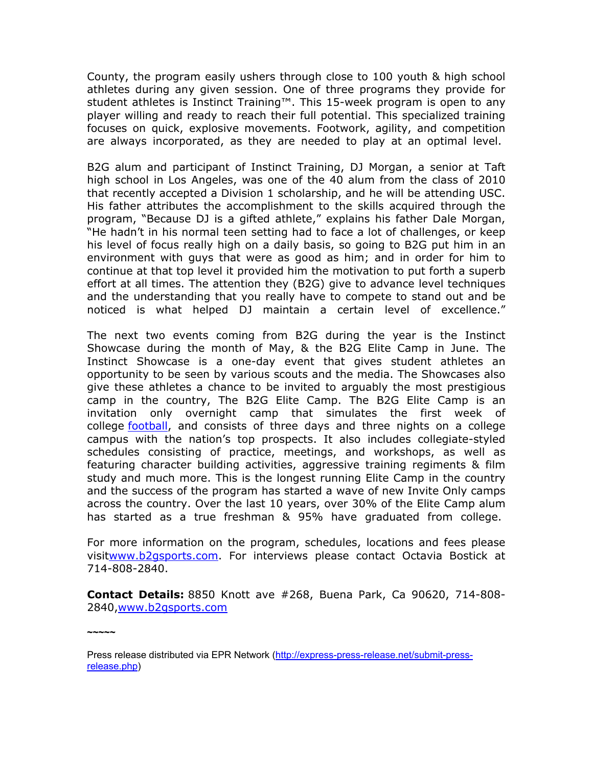County, the program easily ushers through close to 100 youth & high school athletes during any given session. One of three programs they provide for student athletes is Instinct Training™. This 15-week program is open to any player willing and ready to reach their full potential. This specialized training focuses on quick, explosive movements. Footwork, agility, and competition are always incorporated, as they are needed to play at an optimal level.

B2G alum and participant of Instinct Training, DJ Morgan, a senior at Taft high school in Los Angeles, was one of the 40 alum from the class of 2010 that recently accepted a Division 1 scholarship, and he will be attending USC. His father attributes the accomplishment to the skills acquired through the program, "Because DJ is a gifted athlete," explains his father Dale Morgan, "He hadn't in his normal teen setting had to face a lot of challenges, or keep his level of focus really high on a daily basis, so going to B2G put him in an environment with guys that were as good as him; and in order for him to continue at that top level it provided him the motivation to put forth a superb effort at all times. The attention they (B2G) give to advance level techniques and the understanding that you really have to compete to stand out and be noticed is what helped DJ maintain a certain level of excellence."

The next two events coming from B2G during the year is the Instinct Showcase during the month of May, & the B2G Elite Camp in June. The Instinct Showcase is a one-day event that gives student athletes an opportunity to be seen by various scouts and the media. The Showcases also give these athletes a chance to be invited to arguably the most prestigious camp in the country, The B2G Elite Camp. The B2G Elite Camp is an invitation only overnight camp that simulates the first week of college [football](football), and consists of three days and three nights on a college campus with the nation's top prospects. It also includes collegiate-styled schedules consisting of practice, meetings, and workshops, as well as featuring character building activities, aggressive training regiments & film study and much more. This is the longest running Elite Camp in the country and the success of the program has started a wave of new Invite Only camps across the country. Over the last 10 years, over 30% of the Elite Camp alum has started as a true freshman & 95% have graduated from college.

For more information on the program, schedules, locations and fees please visit[www.b2gsports.com](http://www.b2gsports.com). For interviews please contact Octavia Bostick at 714-808-2840.

**Contact Details:** 8850 Knott ave #268, Buena Park, Ca 90620, 714-808-2840,[www.b2gsports.com](http://www.b2gsports.com)

~~~~~

Press release distributed via EPR Network ([http://express-press-release.net/submit-press-release.php](http://express-press-release.net/submit-press-release.php))